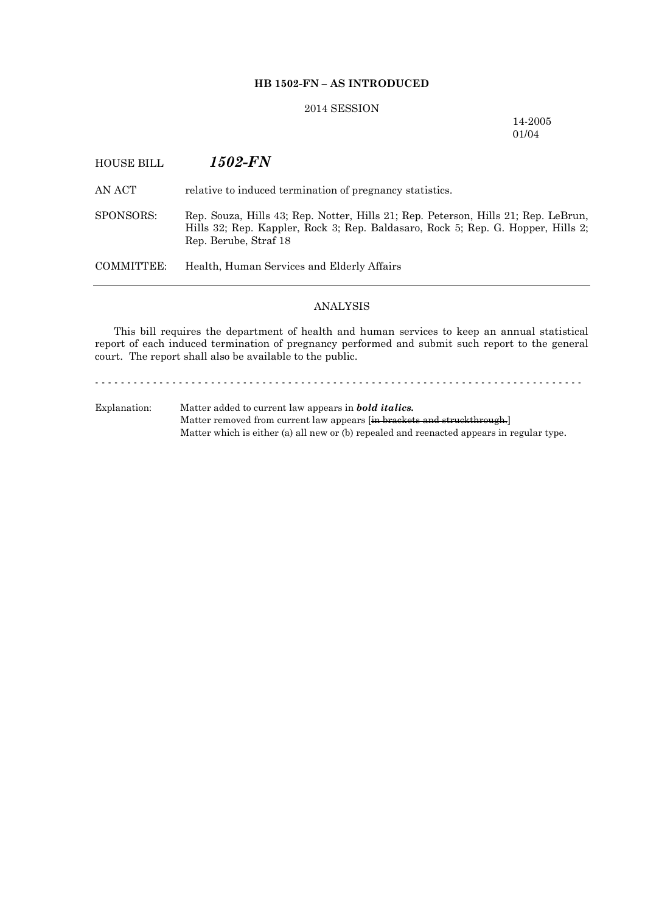**HB 1502-FN – AS INTRODUCED**

2014 SESSION

14-2005
01/04

HOUSE BILL ***1502-FN***

AN ACT relative to induced termination of pregnancy statistics.

SPONSORS: Rep. Souza, Hills 43; Rep. Notter, Hills 21; Rep. Peterson, Hills 21; Rep. LeBrun, Hills 32; Rep. Kappler, Rock 3; Rep. Baldasaro, Rock 5; Rep. G. Hopper, Hills 2; Rep. Berube, Straf 18

COMMITTEE: Health, Human Services and Elderly Affairs

---

ANALYSIS

This bill requires the department of health and human services to keep an annual statistical report of each induced termination of pregnancy performed and submit such report to the general court. The report shall also be available to the public.

\- - - - - - - - - - - - - - - - - - - - - - - - - - - - - - - - - - - - - - - - - - - - - - - - - - - - - - - - - - - - - - - - - - - - - - - - - - - -

Explanation: Matter added to current law appears in ***bold italics.***
Matter removed from current law appears [~~in brackets and struckthrough.~~]
Matter which is either (a) all new or (b) repealed and reenacted appears in regular type.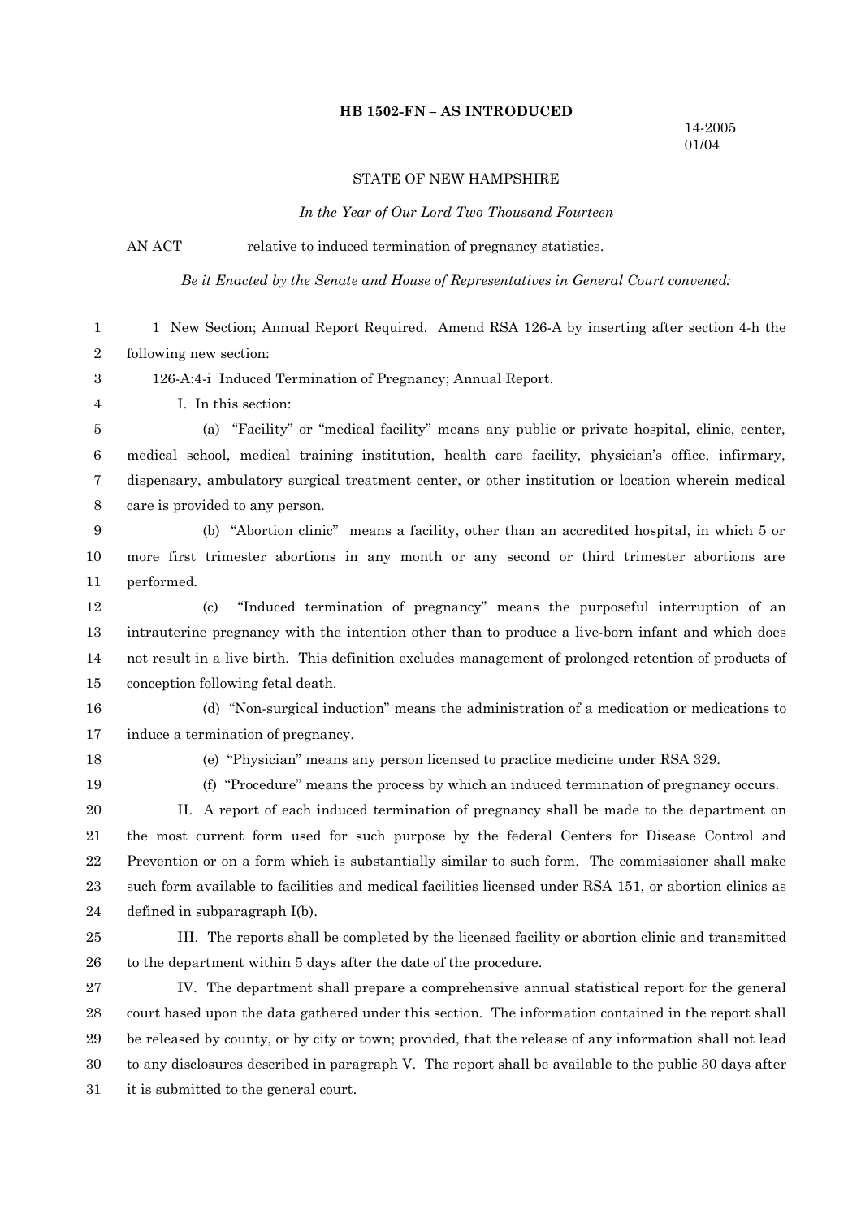**HB 1502-FN – AS INTRODUCED**

14-2005
01/04

STATE OF NEW HAMPSHIRE

*In the Year of Our Lord Two Thousand Fourteen*

AN ACT relative to induced termination of pregnancy statistics.

*Be it Enacted by the Senate and House of Representatives in General Court convened:*

1 New Section; Annual Report Required. Amend RSA 126-A by inserting after section 4-h the following new section:

126-A:4-i Induced Termination of Pregnancy; Annual Report.

I. In this section:

(a) "Facility" or "medical facility" means any public or private hospital, clinic, center, medical school, medical training institution, health care facility, physician's office, infirmary, dispensary, ambulatory surgical treatment center, or other institution or location wherein medical care is provided to any person.

(b) "Abortion clinic" means a facility, other than an accredited hospital, in which 5 or more first trimester abortions in any month or any second or third trimester abortions are performed.

(c) "Induced termination of pregnancy" means the purposeful interruption of an intrauterine pregnancy with the intention other than to produce a live-born infant and which does not result in a live birth. This definition excludes management of prolonged retention of products of conception following fetal death.

(d) "Non-surgical induction" means the administration of a medication or medications to induce a termination of pregnancy.

(e) "Physician" means any person licensed to practice medicine under RSA 329.

(f) "Procedure" means the process by which an induced termination of pregnancy occurs.

II. A report of each induced termination of pregnancy shall be made to the department on the most current form used for such purpose by the federal Centers for Disease Control and Prevention or on a form which is substantially similar to such form. The commissioner shall make such form available to facilities and medical facilities licensed under RSA 151, or abortion clinics as defined in subparagraph I(b).

III. The reports shall be completed by the licensed facility or abortion clinic and transmitted to the department within 5 days after the date of the procedure.

IV. The department shall prepare a comprehensive annual statistical report for the general court based upon the data gathered under this section. The information contained in the report shall be released by county, or by city or town; provided, that the release of any information shall not lead to any disclosures described in paragraph V. The report shall be available to the public 30 days after it is submitted to the general court.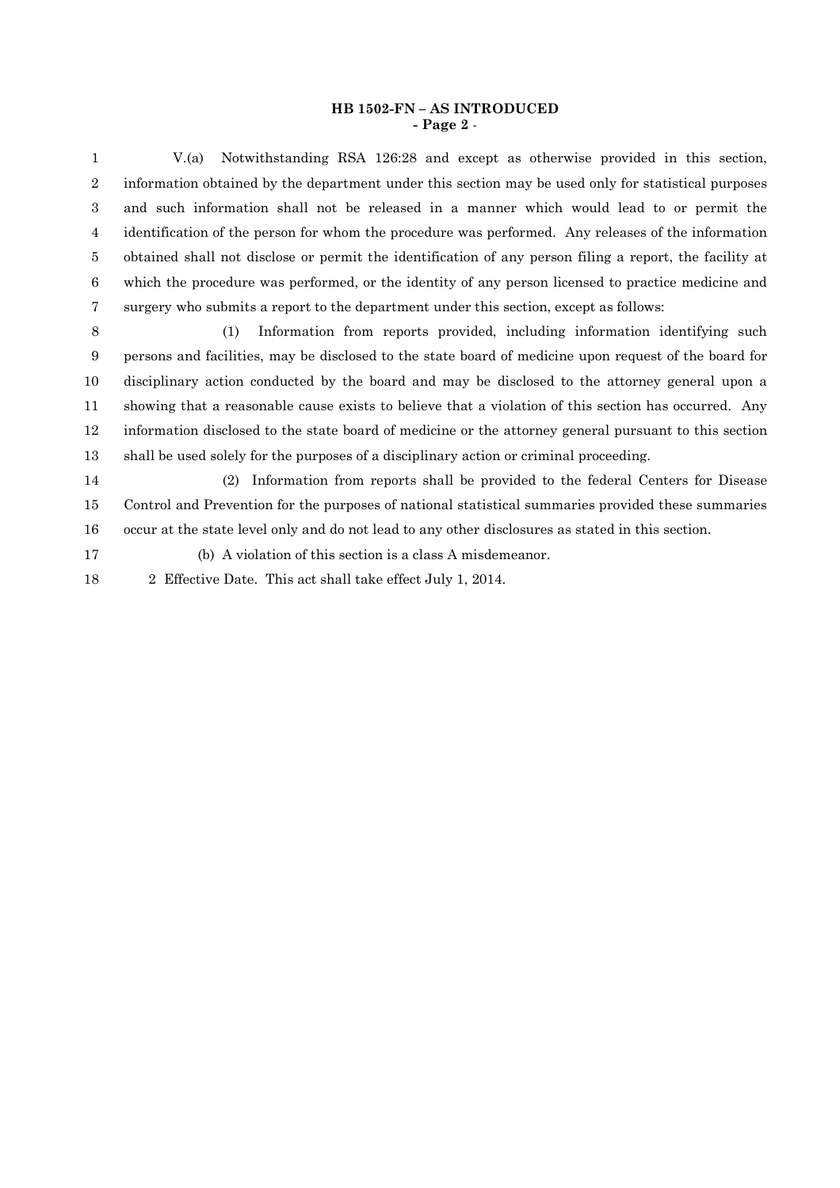V.(a) Notwithstanding RSA 126:28 and except as otherwise provided in this section, information obtained by the department under this section may be used only for statistical purposes and such information shall not be released in a manner which would lead to or permit the identification of the person for whom the procedure was performed. Any releases of the information obtained shall not disclose or permit the identification of any person filing a report, the facility at which the procedure was performed, or the identity of any person licensed to practice medicine and surgery who submits a report to the department under this section, except as follows:

(1) Information from reports provided, including information identifying such persons and facilities, may be disclosed to the state board of medicine upon request of the board for disciplinary action conducted by the board and may be disclosed to the attorney general upon a showing that a reasonable cause exists to believe that a violation of this section has occurred. Any information disclosed to the state board of medicine or the attorney general pursuant to this section shall be used solely for the purposes of a disciplinary action or criminal proceeding.

(2) Information from reports shall be provided to the federal Centers for Disease Control and Prevention for the purposes of national statistical summaries provided these summaries occur at the state level only and do not lead to any other disclosures as stated in this section.

(b) A violation of this section is a class A misdemeanor.

2 Effective Date. This act shall take effect July 1, 2014.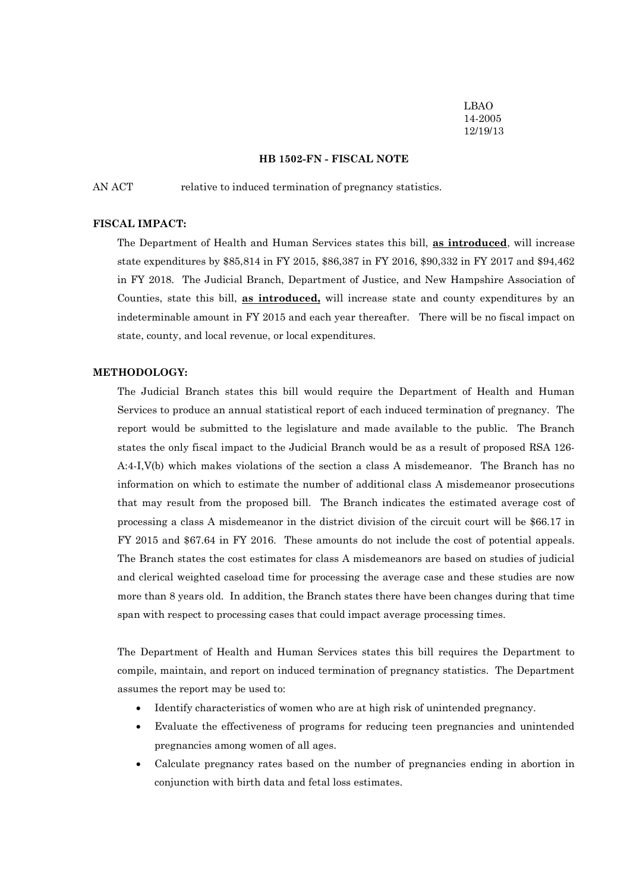LBAO
14-2005
12/19/13

**HB 1502-FN - FISCAL NOTE**

AN ACT relative to induced termination of pregnancy statistics.

**FISCAL IMPACT:**

The Department of Health and Human Services states this bill, **as introduced**, will increase state expenditures by $85,814 in FY 2015, $86,387 in FY 2016, $90,332 in FY 2017 and $94,462 in FY 2018. The Judicial Branch, Department of Justice, and New Hampshire Association of Counties, state this bill, **as introduced,** will increase state and county expenditures by an indeterminable amount in FY 2015 and each year thereafter. There will be no fiscal impact on state, county, and local revenue, or local expenditures.

**METHODOLOGY:**

The Judicial Branch states this bill would require the Department of Health and Human Services to produce an annual statistical report of each induced termination of pregnancy. The report would be submitted to the legislature and made available to the public. The Branch states the only fiscal impact to the Judicial Branch would be as a result of proposed RSA 126-A:4-I,V(b) which makes violations of the section a class A misdemeanor. The Branch has no information on which to estimate the number of additional class A misdemeanor prosecutions that may result from the proposed bill. The Branch indicates the estimated average cost of processing a class A misdemeanor in the district division of the circuit court will be $66.17 in FY 2015 and $67.64 in FY 2016. These amounts do not include the cost of potential appeals. The Branch states the cost estimates for class A misdemeanors are based on studies of judicial and clerical weighted caseload time for processing the average case and these studies are now more than 8 years old. In addition, the Branch states there have been changes during that time span with respect to processing cases that could impact average processing times.

The Department of Health and Human Services states this bill requires the Department to compile, maintain, and report on induced termination of pregnancy statistics. The Department assumes the report may be used to:

- Identify characteristics of women who are at high risk of unintended pregnancy.
- Evaluate the effectiveness of programs for reducing teen pregnancies and unintended pregnancies among women of all ages.
- Calculate pregnancy rates based on the number of pregnancies ending in abortion in conjunction with birth data and fetal loss estimates.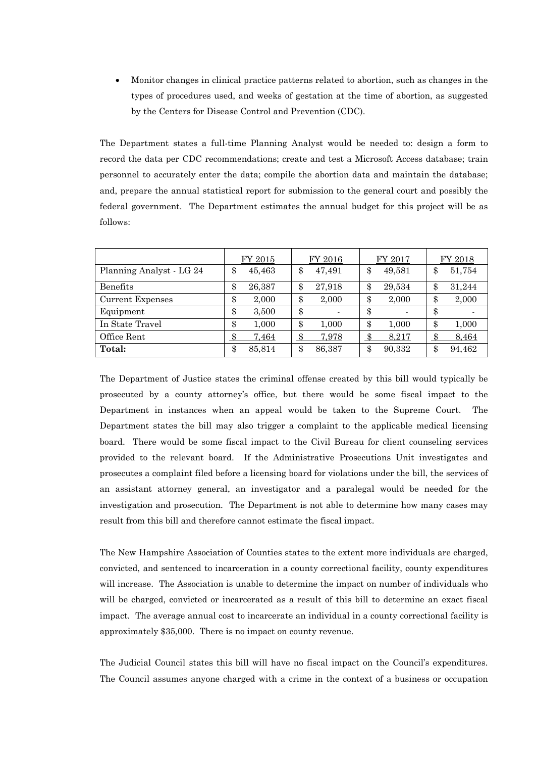- Monitor changes in clinical practice patterns related to abortion, such as changes in the types of procedures used, and weeks of gestation at the time of abortion, as suggested by the Centers for Disease Control and Prevention (CDC).

The Department states a full-time Planning Analyst would be needed to: design a form to record the data per CDC recommendations; create and test a Microsoft Access database; train personnel to accurately enter the data; compile the abortion data and maintain the database; and, prepare the annual statistical report for submission to the general court and possibly the federal government. The Department estimates the annual budget for this project will be as follows:

| | FY 2015 | FY 2016 | FY 2017 | FY 2018 |
|---|---|---|---|---|
| Planning Analyst - LG 24 | $ 45,463 | $ 47,491 | $ 49,581 | $ 51,754 |
| Benefits | $ 26,387 | $ 27,918 | $ 29,534 | $ 31,244 |
| Current Expenses | $ 2,000 | $ 2,000 | $ 2,000 | $ 2,000 |
| Equipment | $ 3,500 | $ - | $ - | $ - |
| In State Travel | $ 1,000 | $ 1,000 | $ 1,000 | $ 1,000 |
| Office Rent | $ 7,464 | $ 7,978 | $ 8,217 | $ 8,464 |
| **Total:** | $ 85,814 | $ 86,387 | $ 90,332 | $ 94,462 |

The Department of Justice states the criminal offense created by this bill would typically be prosecuted by a county attorney's office, but there would be some fiscal impact to the Department in instances when an appeal would be taken to the Supreme Court. The Department states the bill may also trigger a complaint to the applicable medical licensing board. There would be some fiscal impact to the Civil Bureau for client counseling services provided to the relevant board. If the Administrative Prosecutions Unit investigates and prosecutes a complaint filed before a licensing board for violations under the bill, the services of an assistant attorney general, an investigator and a paralegal would be needed for the investigation and prosecution. The Department is not able to determine how many cases may result from this bill and therefore cannot estimate the fiscal impact.

The New Hampshire Association of Counties states to the extent more individuals are charged, convicted, and sentenced to incarceration in a county correctional facility, county expenditures will increase. The Association is unable to determine the impact on number of individuals who will be charged, convicted or incarcerated as a result of this bill to determine an exact fiscal impact. The average annual cost to incarcerate an individual in a county correctional facility is approximately $35,000. There is no impact on county revenue.

The Judicial Council states this bill will have no fiscal impact on the Council's expenditures. The Council assumes anyone charged with a crime in the context of a business or occupation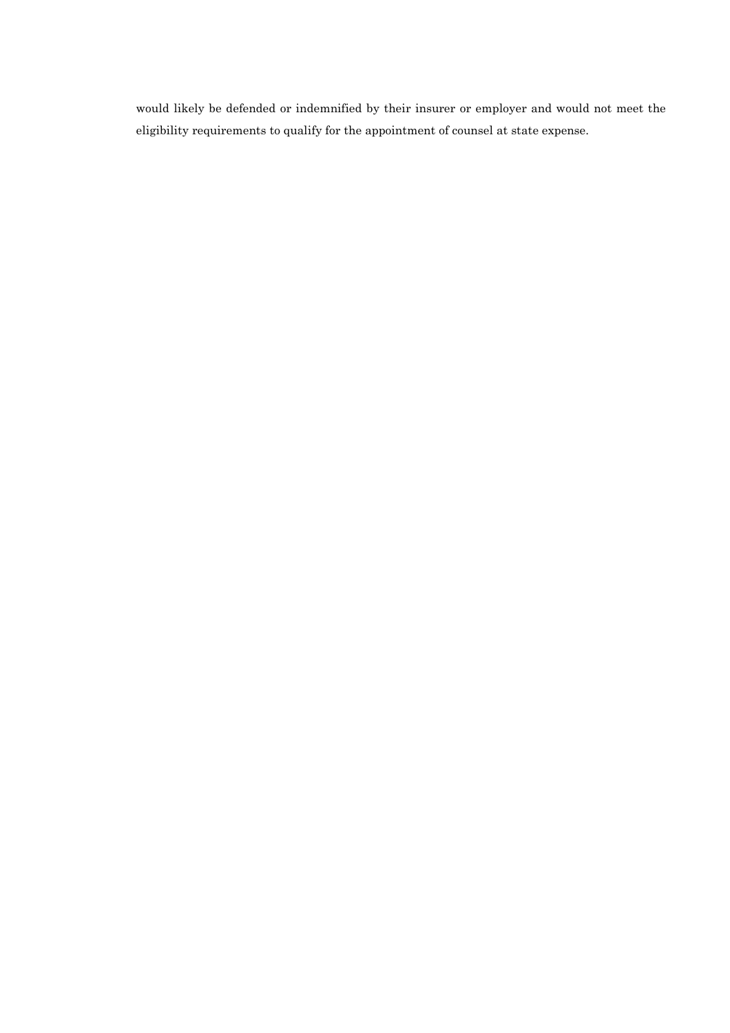would likely be defended or indemnified by their insurer or employer and would not meet the eligibility requirements to qualify for the appointment of counsel at state expense.